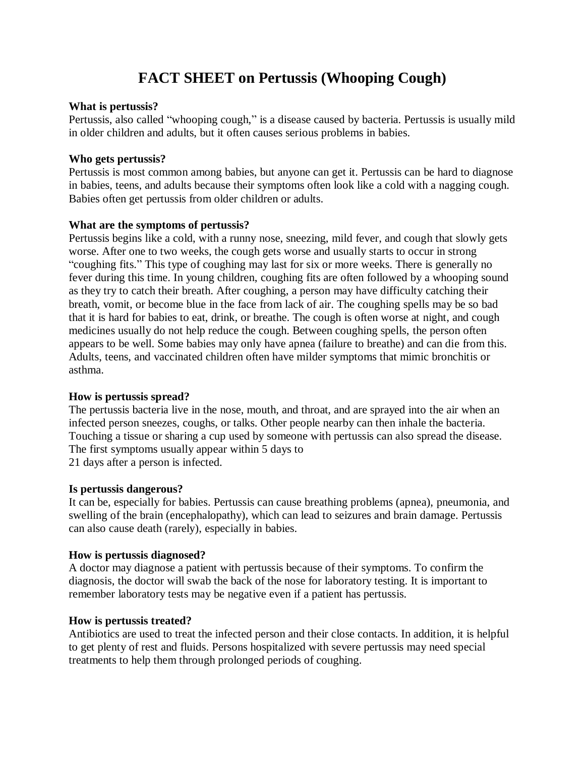# FACT SHEET on Pertussis (Whooping Cough)

**What is pertussis?**
Pertussis, also called "whooping cough," is a disease caused by bacteria. Pertussis is usually mild in older children and adults, but it often causes serious problems in babies.

**Who gets pertussis?**
Pertussis is most common among babies, but anyone can get it. Pertussis can be hard to diagnose in babies, teens, and adults because their symptoms often look like a cold with a nagging cough. Babies often get pertussis from older children or adults.

**What are the symptoms of pertussis?**
Pertussis begins like a cold, with a runny nose, sneezing, mild fever, and cough that slowly gets worse. After one to two weeks, the cough gets worse and usually starts to occur in strong "coughing fits." This type of coughing may last for six or more weeks. There is generally no fever during this time. In young children, coughing fits are often followed by a whooping sound as they try to catch their breath. After coughing, a person may have difficulty catching their breath, vomit, or become blue in the face from lack of air. The coughing spells may be so bad that it is hard for babies to eat, drink, or breathe. The cough is often worse at night, and cough medicines usually do not help reduce the cough. Between coughing spells, the person often appears to be well. Some babies may only have apnea (failure to breathe) and can die from this. Adults, teens, and vaccinated children often have milder symptoms that mimic bronchitis or asthma.

**How is pertussis spread?**
The pertussis bacteria live in the nose, mouth, and throat, and are sprayed into the air when an infected person sneezes, coughs, or talks. Other people nearby can then inhale the bacteria. Touching a tissue or sharing a cup used by someone with pertussis can also spread the disease. The first symptoms usually appear within 5 days to 21 days after a person is infected.

**Is pertussis dangerous?**
It can be, especially for babies. Pertussis can cause breathing problems (apnea), pneumonia, and swelling of the brain (encephalopathy), which can lead to seizures and brain damage. Pertussis can also cause death (rarely), especially in babies.

**How is pertussis diagnosed?**
A doctor may diagnose a patient with pertussis because of their symptoms. To confirm the diagnosis, the doctor will swab the back of the nose for laboratory testing. It is important to remember laboratory tests may be negative even if a patient has pertussis.

**How is pertussis treated?**
Antibiotics are used to treat the infected person and their close contacts. In addition, it is helpful to get plenty of rest and fluids. Persons hospitalized with severe pertussis may need special treatments to help them through prolonged periods of coughing.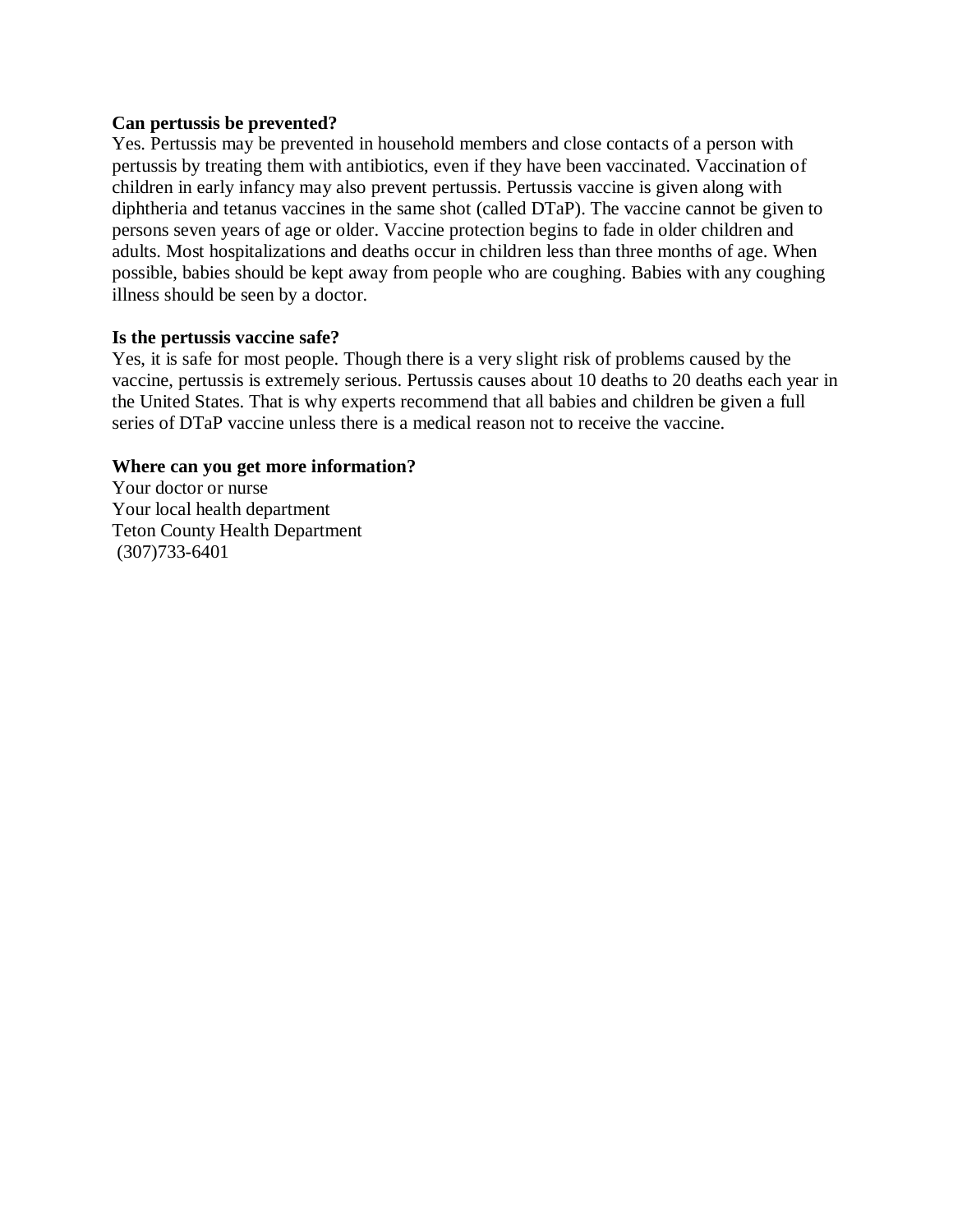**Can pertussis be prevented?**

Yes. Pertussis may be prevented in household members and close contacts of a person with pertussis by treating them with antibiotics, even if they have been vaccinated. Vaccination of children in early infancy may also prevent pertussis. Pertussis vaccine is given along with diphtheria and tetanus vaccines in the same shot (called DTaP). The vaccine cannot be given to persons seven years of age or older. Vaccine protection begins to fade in older children and adults. Most hospitalizations and deaths occur in children less than three months of age. When possible, babies should be kept away from people who are coughing. Babies with any coughing illness should be seen by a doctor.

**Is the pertussis vaccine safe?**

Yes, it is safe for most people. Though there is a very slight risk of problems caused by the vaccine, pertussis is extremely serious. Pertussis causes about 10 deaths to 20 deaths each year in the United States. That is why experts recommend that all babies and children be given a full series of DTaP vaccine unless there is a medical reason not to receive the vaccine.

**Where can you get more information?**

Your doctor or nurse  
Your local health department  
Teton County Health Department  
(307)733-6401